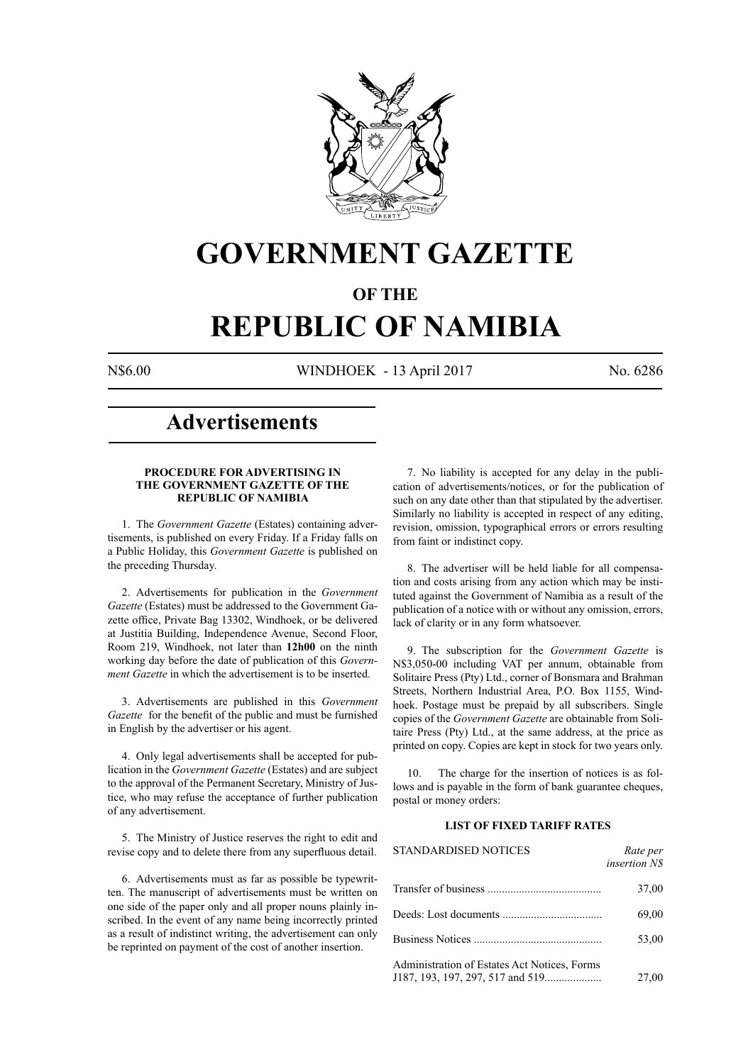# GOVERNMENT GAZETTE

## OF THE

# REPUBLIC OF NAMIBIA

N$6.00 WINDHOEK - 13 April 2017 No. 6286

## Advertisements

**PROCEDURE FOR ADVERTISING IN THE GOVERNMENT GAZETTE OF THE REPUBLIC OF NAMIBIA**

1. The *Government Gazette* (Estates) containing advertisements, is published on every Friday. If a Friday falls on a Public Holiday, this *Government Gazette* is published on the preceding Thursday.

2. Advertisements for publication in the *Government Gazette* (Estates) must be addressed to the Government Gazette office, Private Bag 13302, Windhoek, or be delivered at Justitia Building, Independence Avenue, Second Floor, Room 219, Windhoek, not later than **12h00** on the ninth working day before the date of publication of this *Government Gazette* in which the advertisement is to be inserted.

3. Advertisements are published in this *Government Gazette* for the benefit of the public and must be furnished in English by the advertiser or his agent.

4. Only legal advertisements shall be accepted for publication in the *Government Gazette* (Estates) and are subject to the approval of the Permanent Secretary, Ministry of Justice, who may refuse the acceptance of further publication of any advertisement.

5. The Ministry of Justice reserves the right to edit and revise copy and to delete there from any superfluous detail.

6. Advertisements must as far as possible be typewritten. The manuscript of advertisements must be written on one side of the paper only and all proper nouns plainly inscribed. In the event of any name being incorrectly printed as a result of indistinct writing, the advertisement can only be reprinted on payment of the cost of another insertion.

7. No liability is accepted for any delay in the publication of advertisements/notices, or for the publication of such on any date other than that stipulated by the advertiser. Similarly no liability is accepted in respect of any editing, revision, omission, typographical errors or errors resulting from faint or indistinct copy.

8. The advertiser will be held liable for all compensation and costs arising from any action which may be instituted against the Government of Namibia as a result of the publication of a notice with or without any omission, errors, lack of clarity or in any form whatsoever.

9. The subscription for the *Government Gazette* is N$3,050-00 including VAT per annum, obtainable from Solitaire Press (Pty) Ltd., corner of Bonsmara and Brahman Streets, Northern Industrial Area, P.O. Box 1155, Windhoek. Postage must be prepaid by all subscribers. Single copies of the *Government Gazette* are obtainable from Solitaire Press (Pty) Ltd., at the same address, at the price as printed on copy. Copies are kept in stock for two years only.

10. The charge for the insertion of notices is as follows and is payable in the form of bank guarantee cheques, postal or money orders:

**LIST OF FIXED TARIFF RATES**

| STANDARDISED NOTICES | *Rate per insertion N$* |
|---|---|
| Transfer of business | 37,00 |
| Deeds: Lost documents | 69,00 |
| Business Notices | 53,00 |
| Administration of Estates Act Notices, Forms J187, 193, 197, 297, 517 and 519 | 27,00 |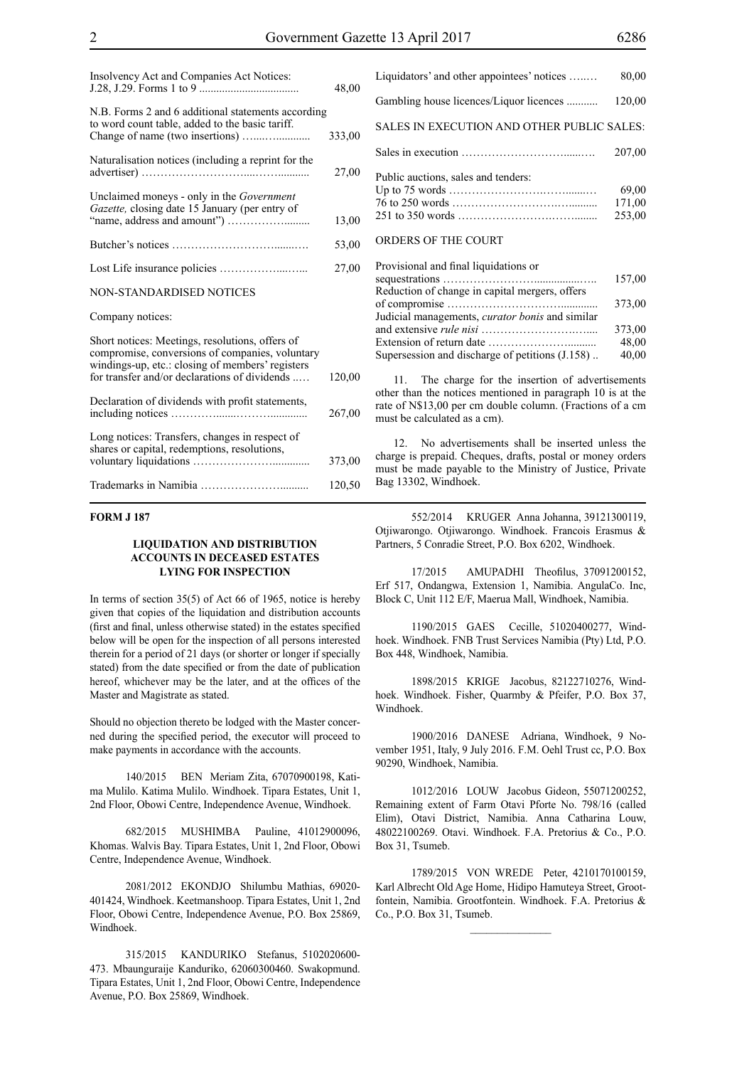| | |
|---|---|
| Insolvency Act and Companies Act Notices: J.28, J.29. Forms 1 to 9 | 48,00 |
| N.B. Forms 2 and 6 additional statements according to word count table, added to the basic tariff. Change of name (two insertions) | 333,00 |
| Naturalisation notices (including a reprint for the advertiser) | 27,00 |
| Unclaimed moneys - only in the *Government Gazette,* closing date 15 January (per entry of "name, address and amount") | 13,00 |
| Butcher's notices | 53,00 |
| Lost Life insurance policies | 27,00 |

NON-STANDARDISED NOTICES

Company notices:

| | |
|---|---|
| Short notices: Meetings, resolutions, offers of compromise, conversions of companies, voluntary windings-up, etc.: closing of members' registers for transfer and/or declarations of dividends | 120,00 |
| Declaration of dividends with profit statements, including notices | 267,00 |
| Long notices: Transfers, changes in respect of shares or capital, redemptions, resolutions, voluntary liquidations | 373,00 |
| Trademarks in Namibia | 120,50 |
| Liquidators' and other appointees' notices | 80,00 |
| Gambling house licences/Liquor licences | 120,00 |

SALES IN EXECUTION AND OTHER PUBLIC SALES:

| | |
|---|---|
| Sales in execution | 207,00 |
| Public auctions, sales and tenders: | |
| Up to 75 words | 69,00 |
| 76 to 250 words | 171,00 |
| 251 to 350 words | 253,00 |

ORDERS OF THE COURT

| | |
|---|---|
| Provisional and final liquidations or sequestrations | 157,00 |
| Reduction of change in capital mergers, offers of compromise | 373,00 |
| Judicial managements, *curator bonis* and similar and extensive *rule nisi* | 373,00 |
| Extension of return date | 48,00 |
| Supersession and discharge of petitions (J.158) | 40,00 |

11. The charge for the insertion of advertisements other than the notices mentioned in paragraph 10 is at the rate of N$13,00 per cm double column. (Fractions of a cm must be calculated as a cm).

12. No advertisements shall be inserted unless the charge is prepaid. Cheques, drafts, postal or money orders must be made payable to the Ministry of Justice, Private Bag 13302, Windhoek.

**FORM J 187**

### LIQUIDATION AND DISTRIBUTION ACCOUNTS IN DECEASED ESTATES LYING FOR INSPECTION

In terms of section 35(5) of Act 66 of 1965, notice is hereby given that copies of the liquidation and distribution accounts (first and final, unless otherwise stated) in the estates specified below will be open for the inspection of all persons interested therein for a period of 21 days (or shorter or longer if specially stated) from the date specified or from the date of publication hereof, whichever may be the later, and at the offices of the Master and Magistrate as stated.

Should no objection thereto be lodged with the Master concerned during the specified period, the executor will proceed to make payments in accordance with the accounts.

140/2015 BEN Meriam Zita, 67070900198, Katima Mulilo. Katima Mulilo. Windhoek. Tipara Estates, Unit 1, 2nd Floor, Obowi Centre, Independence Avenue, Windhoek.

682/2015 MUSHIMBA Pauline, 41012900096, Khomas. Walvis Bay. Tipara Estates, Unit 1, 2nd Floor, Obowi Centre, Independence Avenue, Windhoek.

2081/2012 EKONDJO Shilumbu Mathias, 69020401424, Windhoek. Keetmanshoop. Tipara Estates, Unit 1, 2nd Floor, Obowi Centre, Independence Avenue, P.O. Box 25869, Windhoek.

315/2015 KANDURIKO Stefanus, 5102020600473. Mbaunguraije Kanduriko, 62060300460. Swakopmund. Tipara Estates, Unit 1, 2nd Floor, Obowi Centre, Independence Avenue, P.O. Box 25869, Windhoek.

552/2014 KRUGER Anna Johanna, 39121300119, Otjiwarongo. Otjiwarongo. Windhoek. Francois Erasmus & Partners, 5 Conradie Street, P.O. Box 6202, Windhoek.

17/2015 AMUPADHI Theofilus, 37091200152, Erf 517, Ondangwa, Extension 1, Namibia. AngulaCo. Inc, Block C, Unit 112 E/F, Maerua Mall, Windhoek, Namibia.

1190/2015 GAES Cecille, 51020400277, Windhoek. Windhoek. FNB Trust Services Namibia (Pty) Ltd, P.O. Box 448, Windhoek, Namibia.

1898/2015 KRIGE Jacobus, 82122710276, Windhoek. Windhoek. Fisher, Quarmby & Pfeifer, P.O. Box 37, Windhoek.

1900/2016 DANESE Adriana, Windhoek, 9 November 1951, Italy, 9 July 2016. F.M. Oehl Trust cc, P.O. Box 90290, Windhoek, Namibia.

1012/2016 LOUW Jacobus Gideon, 55071200252, Remaining extent of Farm Otavi Pforte No. 798/16 (called Elim), Otavi District, Namibia. Anna Catharina Louw, 48022100269. Otavi. Windhoek. F.A. Pretorius & Co., P.O. Box 31, Tsumeb.

1789/2015 VON WREDE Peter, 4210170100159, Karl Albrecht Old Age Home, Hidipo Hamuteya Street, Grootfontein, Namibia. Grootfontein. Windhoek. F.A. Pretorius & Co., P.O. Box 31, Tsumeb.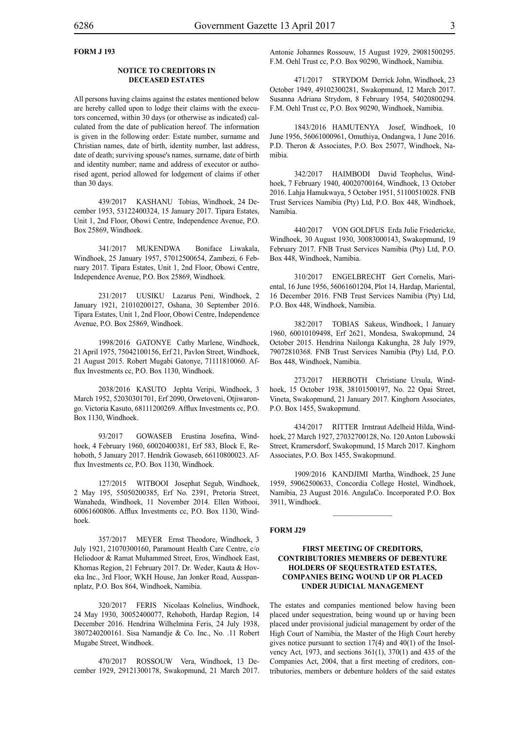**FORM J 193**

**NOTICE TO CREDITORS IN DECEASED ESTATES**

All persons having claims against the estates mentioned below are hereby called upon to lodge their claims with the executors concerned, within 30 days (or otherwise as indicated) calculated from the date of publication hereof. The information is given in the following order: Estate number, surname and Christian names, date of birth, identity number, last address, date of death; surviving spouse's names, surname, date of birth and identity number; name and address of executor or authorised agent, period allowed for lodgement of claims if other than 30 days.

439/2017 KASHANU Tobias, Windhoek, 24 December 1953, 53122400324, 15 January 2017. Tipara Estates, Unit 1, 2nd Floor, Obowi Centre, Independence Avenue, P.O. Box 25869, Windhoek.

341/2017 MUKENDWA Boniface Liwakala, Windhoek, 25 January 1957, 57012500654, Zambezi, 6 February 2017. Tipara Estates, Unit 1, 2nd Floor, Obowi Centre, Independence Avenue, P.O. Box 25869, Windhoek.

231/2017 UUSIKU Lazarus Peni, Windhoek, 2 January 1921, 21010200127, Oshana, 30 September 2016. Tipara Estates, Unit 1, 2nd Floor, Obowi Centre, Independence Avenue, P.O. Box 25869, Windhoek.

1998/2016 GATONYE Cathy Marlene, Windhoek, 21 April 1975, 75042100156, Erf 21, Pavlon Street, Windhoek, 21 August 2015. Robert Mugabi Gatonye, 71111810060. Afflux Investments cc, P.O. Box 1130, Windhoek.

2038/2016 KASUTO Jephta Veripi, Windhoek, 3 March 1952, 52030301701, Erf 2090, Orwetoveni, Otjiwarongo. Victoria Kasuto, 68111200269. Afflux Investments cc, P.O. Box 1130, Windhoek.

93/2017 GOWASEB Erustina Josefina, Windhoek, 4 February 1960, 60020400381, Erf 583, Block E, Rehoboth, 5 January 2017. Hendrik Gowaseb, 66110800023. Afflux Investments cc, P.O. Box 1130, Windhoek.

127/2015 WITBOOI Josephat Segub, Windhoek, 2 May 195, 55050200385, Erf No. 2391, Pretoria Street, Wanaheda, Windhoek, 11 November 2014. Ellen Witbooi, 60061600806. Afflux Investments cc, P.O. Box 1130, Windhoek.

357/2017 MEYER Ernst Theodore, Windhoek, 3 July 1921, 21070300160, Paramount Health Care Centre, c/o Heliodoor & Ramat Muhammed Street, Eros, Windhoek East, Khomas Region, 21 February 2017. Dr. Weder, Kauta & Hoveka Inc., 3rd Floor, WKH House, Jan Jonker Road, Ausspannplatz, P.O. Box 864, Windhoek, Namibia.

320/2017 FERIS Nicolaas Kolnelius, Windhoek, 24 May 1930, 30052400077, Rehoboth, Hardap Region, 14 December 2016. Hendrina Wilhelmina Feris, 24 July 1938, 3807240200161. Sisa Namandje & Co. Inc., No. .11 Robert Mugabe Street, Windhoek.

470/2017 ROSSOUW Vera, Windhoek, 13 December 1929, 29121300178, Swakopmund, 21 March 2017. Antonie Johannes Rossouw, 15 August 1929, 29081500295. F.M. Oehl Trust cc, P.O. Box 90290, Windhoek, Namibia.

471/2017 STRYDOM Derrick John, Windhoek, 23 October 1949, 49102300281, Swakopmund, 12 March 2017. Susanna Adriana Strydom, 8 February 1954, 54020800294. F.M. Oehl Trust cc, P.O. Box 90290, Windhoek, Namibia.

1843/2016 HAMUTENYA Josef, Windhoek, 10 June 1956, 56061000961, Omuthiya, Ondangwa, 1 June 2016. P.D. Theron & Associates, P.O. Box 25077, Windhoek, Namibia.

342/2017 HAIMBODI David Teophelus, Windhoek, 7 February 1940, 40020700164, Windhoek, 13 October 2016. Lahja Hamukwaya, 5 October 1951, 51100510028. FNB Trust Services Namibia (Pty) Ltd, P.O. Box 448, Windhoek, Namibia.

440/2017 VON GOLDFUS Erda Julie Friedericke, Windhoek, 30 August 1930, 30083000143, Swakopmund, 19 February 2017. FNB Trust Services Namibia (Pty) Ltd, P.O. Box 448, Windhoek, Namibia.

310/2017 ENGELBRECHT Gert Cornelis, Mariental, 16 June 1956, 56061601204, Plot 14, Hardap, Mariental, 16 December 2016. FNB Trust Services Namibia (Pty) Ltd, P.O. Box 448, Windhoek, Namibia.

382/2017 TOBIAS Sakeus, Windhoek, 1 January 1960, 60010109498, Erf 2621, Mondesa, Swakopmund, 24 October 2015. Hendrina Nailonga Kakungha, 28 July 1979, 79072810368. FNB Trust Services Namibia (Pty) Ltd, P.O. Box 448, Windhoek, Namibia.

273/2017 HERBOTH Christiane Ursula, Windhoek, 15 October 1938, 38101500197, No. 22 Opai Street, Vineta, Swakopmund, 21 January 2017. Kinghorn Associates, P.O. Box 1455, Swakopmund.

434/2017 RITTER Irmtraut Adelheid Hilda, Windhoek, 27 March 1927, 27032700128, No. 120 Anton Lubowski Street, Kramersdorf, Swakopmund, 15 March 2017. Kinghorn Associates, P.O. Box 1455, Swakopmund.

1909/2016 KANDJIMI Martha, Windhoek, 25 June 1959, 59062500633, Concordia College Hostel, Windhoek, Namibia, 23 August 2016. AngulaCo. Incorporated P.O. Box 3911, Windhoek.

---

**FORM J29**

**FIRST MEETING OF CREDITORS, CONTRIBUTORIES MEMBERS OF DEBENTURE HOLDERS OF SEQUESTRATED ESTATES, COMPANIES BEING WOUND UP OR PLACED UNDER JUDICIAL MANAGEMENT**

The estates and companies mentioned below having been placed under sequestration, being wound up or having been placed under provisional judicial management by order of the High Court of Namibia, the Master of the High Court hereby gives notice pursuant to section 17(4) and 40(1) of the Insolvency Act, 1973, and sections 361(1), 370(1) and 435 of the Companies Act, 2004, that a first meeting of creditors, contributories, members or debenture holders of the said estates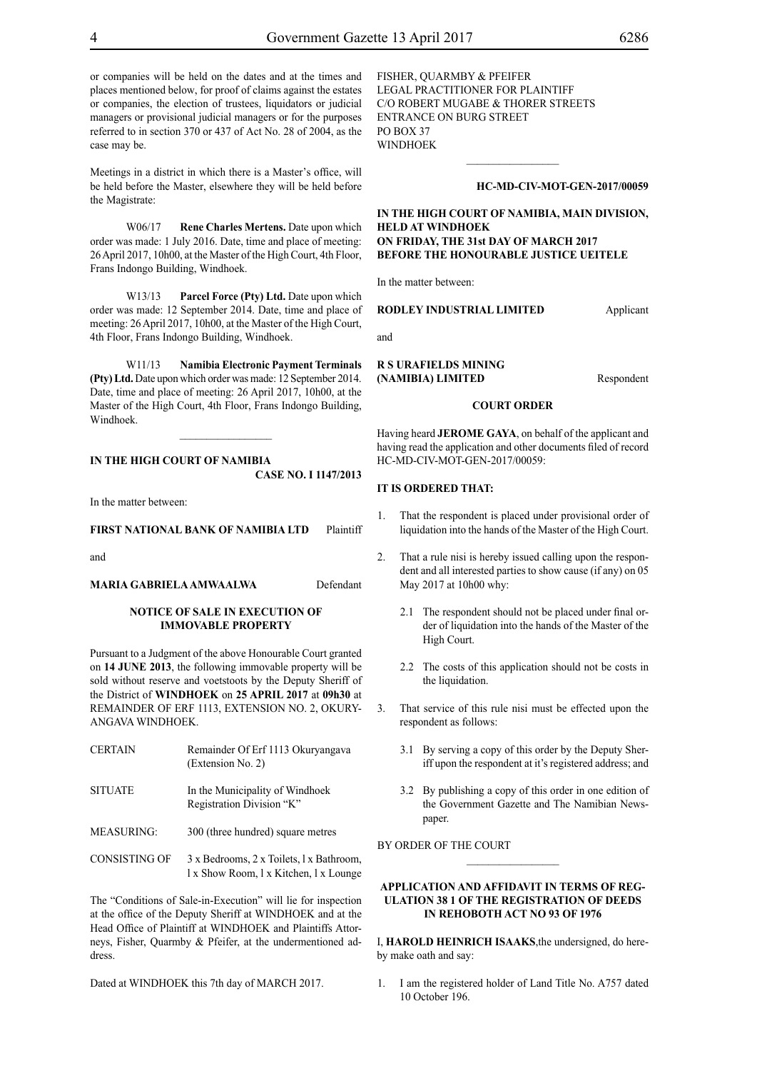or companies will be held on the dates and at the times and places mentioned below, for proof of claims against the estates or companies, the election of trustees, liquidators or judicial managers or provisional judicial managers or for the purposes referred to in section 370 or 437 of Act No. 28 of 2004, as the case may be.

Meetings in a district in which there is a Master's office, will be held before the Master, elsewhere they will be held before the Magistrate:

W06/17 **Rene Charles Mertens.** Date upon which order was made: 1 July 2016. Date, time and place of meeting: 26 April 2017, 10h00, at the Master of the High Court, 4th Floor, Frans Indongo Building, Windhoek.

W13/13 **Parcel Force (Pty) Ltd.** Date upon which order was made: 12 September 2014. Date, time and place of meeting: 26 April 2017, 10h00, at the Master of the High Court, 4th Floor, Frans Indongo Building, Windhoek.

W11/13 **Namibia Electronic Payment Terminals (Pty) Ltd.** Date upon which order was made: 12 September 2014. Date, time and place of meeting: 26 April 2017, 10h00, at the Master of the High Court, 4th Floor, Frans Indongo Building, Windhoek.

---

**IN THE HIGH COURT OF NAMIBIA**

**CASE NO. I 1147/2013**

In the matter between:

**FIRST NATIONAL BANK OF NAMIBIA LTD** Plaintiff

and

**MARIA GABRIELA AMWAALWA** Defendant

**NOTICE OF SALE IN EXECUTION OF IMMOVABLE PROPERTY**

Pursuant to a Judgment of the above Honourable Court granted on **14 JUNE 2013**, the following immovable property will be sold without reserve and voetstoots by the Deputy Sheriff of the District of **WINDHOEK** on **25 APRIL 2017** at **09h30** at REMAINDER OF ERF 1113, EXTENSION NO. 2, OKURYANGAVA WINDHOEK.

| | |
|---|---|
| CERTAIN | Remainder Of Erf 1113 Okuryangava (Extension No. 2) |
| SITUATE | In the Municipality of Windhoek Registration Division "K" |
| MEASURING: | 300 (three hundred) square metres |
| CONSISTING OF | 3 x Bedrooms, 2 x Toilets, l x Bathroom, l x Show Room, l x Kitchen, l x Lounge |

The "Conditions of Sale-in-Execution" will lie for inspection at the office of the Deputy Sheriff at WINDHOEK and at the Head Office of Plaintiff at WINDHOEK and Plaintiffs Attorneys, Fisher, Quarmby & Pfeifer, at the undermentioned address.

Dated at WINDHOEK this 7th day of MARCH 2017.

FISHER, QUARMBY & PFEIFER
LEGAL PRACTITIONER FOR PLAINTIFF
C/O ROBERT MUGABE & THORER STREETS
ENTRANCE ON BURG STREET
PO BOX 37
WINDHOEK

---

**HC-MD-CIV-MOT-GEN-2017/00059**

**IN THE HIGH COURT OF NAMIBIA, MAIN DIVISION, HELD AT WINDHOEK ON FRIDAY, THE 31st DAY OF MARCH 2017 BEFORE THE HONOURABLE JUSTICE UEITELE**

In the matter between:

**RODLEY INDUSTRIAL LIMITED** Applicant

and

**R S URAFIELDS MINING (NAMIBIA) LIMITED** Respondent

**COURT ORDER**

Having heard **JEROME GAYA**, on behalf of the applicant and having read the application and other documents filed of record HC-MD-CIV-MOT-GEN-2017/00059:

**IT IS ORDERED THAT:**

1. That the respondent is placed under provisional order of liquidation into the hands of the Master of the High Court.
2. That a rule nisi is hereby issued calling upon the respondent and all interested parties to show cause (if any) on 05 May 2017 at 10h00 why:
   - 2.1 The respondent should not be placed under final order of liquidation into the hands of the Master of the High Court.
   - 2.2 The costs of this application should not be costs in the liquidation.
3. That service of this rule nisi must be effected upon the respondent as follows:
   - 3.1 By serving a copy of this order by the Deputy Sheriff upon the respondent at it's registered address; and
   - 3.2 By publishing a copy of this order in one edition of the Government Gazette and The Namibian Newspaper.

BY ORDER OF THE COURT

---

**APPLICATION AND AFFIDAVIT IN TERMS OF REGULATION 38 1 OF THE REGISTRATION OF DEEDS IN REHOBOTH ACT NO 93 OF 1976**

I, **HAROLD HEINRICH ISAAKS**,the undersigned, do hereby make oath and say:

1. I am the registered holder of Land Title No. A757 dated 10 October 196.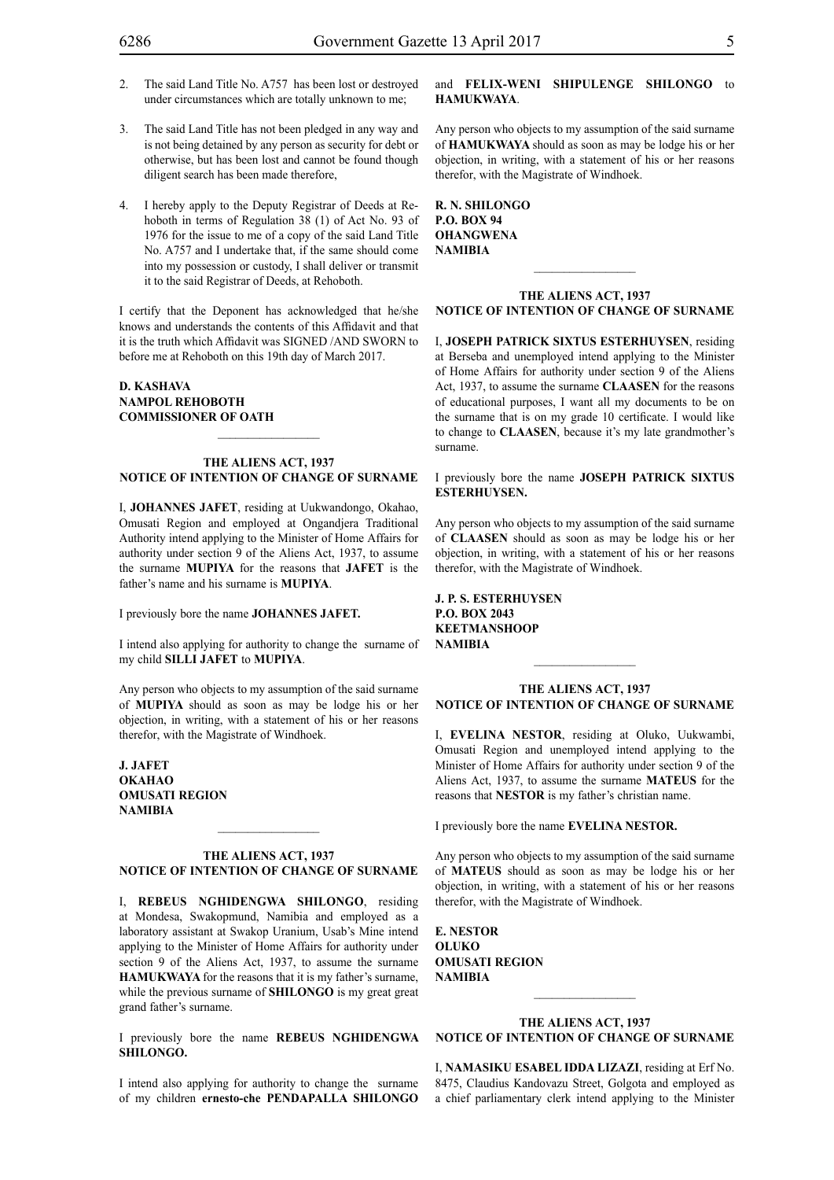2. The said Land Title No. A757 has been lost or destroyed under circumstances which are totally unknown to me;

3. The said Land Title has not been pledged in any way and is not being detained by any person as security for debt or otherwise, but has been lost and cannot be found though diligent search has been made therefore,

4. I hereby apply to the Deputy Registrar of Deeds at Rehoboth in terms of Regulation 38 (1) of Act No. 93 of 1976 for the issue to me of a copy of the said Land Title No. A757 and I undertake that, if the same should come into my possession or custody, I shall deliver or transmit it to the said Registrar of Deeds, at Rehoboth.

I certify that the Deponent has acknowledged that he/she knows and understands the contents of this Affidavit and that it is the truth which Affidavit was SIGNED /AND SWORN to before me at Rehoboth on this 19th day of March 2017.

**D. KASHAVA**
**NAMPOL REHOBOTH**
**COMMISSIONER OF OATH**

---

**THE ALIENS ACT, 1937**
**NOTICE OF INTENTION OF CHANGE OF SURNAME**

I, **JOHANNES JAFET**, residing at Uukwandongo, Okahao, Omusati Region and employed at Ongandjera Traditional Authority intend applying to the Minister of Home Affairs for authority under section 9 of the Aliens Act, 1937, to assume the surname **MUPIYA** for the reasons that **JAFET** is the father's name and his surname is **MUPIYA**.

I previously bore the name **JOHANNES JAFET.**

I intend also applying for authority to change the surname of my child **SILLI JAFET** to **MUPIYA**.

Any person who objects to my assumption of the said surname of **MUPIYA** should as soon as may be lodge his or her objection, in writing, with a statement of his or her reasons therefor, with the Magistrate of Windhoek.

**J. JAFET**
**OKAHAO**
**OMUSATI REGION**
**NAMIBIA**

---

**THE ALIENS ACT, 1937**
**NOTICE OF INTENTION OF CHANGE OF SURNAME**

I, **REBEUS NGHIDENGWA SHILONGO**, residing at Mondesa, Swakopmund, Namibia and employed as a laboratory assistant at Swakop Uranium, Usab's Mine intend applying to the Minister of Home Affairs for authority under section 9 of the Aliens Act, 1937, to assume the surname **HAMUKWAYA** for the reasons that it is my father's surname, while the previous surname of **SHILONGO** is my great great grand father's surname.

I previously bore the name **REBEUS NGHIDENGWA SHILONGO.**

I intend also applying for authority to change the surname of my children **ernesto-che PENDAPALLA SHILONGO** and **FELIX-WENI SHIPULENGE SHILONGO** to **HAMUKWAYA**.

Any person who objects to my assumption of the said surname of **HAMUKWAYA** should as soon as may be lodge his or her objection, in writing, with a statement of his or her reasons therefor, with the Magistrate of Windhoek.

**R. N. SHILONGO**
**P.O. BOX 94**
**OHANGWENA**
**NAMIBIA**

---

**THE ALIENS ACT, 1937**
**NOTICE OF INTENTION OF CHANGE OF SURNAME**

I, **JOSEPH PATRICK SIXTUS ESTERHUYSEN**, residing at Berseba and unemployed intend applying to the Minister of Home Affairs for authority under section 9 of the Aliens Act, 1937, to assume the surname **CLAASEN** for the reasons of educational purposes, I want all my documents to be on the surname that is on my grade 10 certificate. I would like to change to **CLAASEN**, because it's my late grandmother's surname.

I previously bore the name **JOSEPH PATRICK SIXTUS ESTERHUYSEN.**

Any person who objects to my assumption of the said surname of **CLAASEN** should as soon as may be lodge his or her objection, in writing, with a statement of his or her reasons therefor, with the Magistrate of Windhoek.

**J. P. S. ESTERHUYSEN**
**P.O. BOX 2043**
**KEETMANSHOOP**
**NAMIBIA**

---

**THE ALIENS ACT, 1937**
**NOTICE OF INTENTION OF CHANGE OF SURNAME**

I, **EVELINA NESTOR**, residing at Oluko, Uukwambi, Omusati Region and unemployed intend applying to the Minister of Home Affairs for authority under section 9 of the Aliens Act, 1937, to assume the surname **MATEUS** for the reasons that **NESTOR** is my father's christian name.

I previously bore the name **EVELINA NESTOR.**

Any person who objects to my assumption of the said surname of **MATEUS** should as soon as may be lodge his or her objection, in writing, with a statement of his or her reasons therefor, with the Magistrate of Windhoek.

**E. NESTOR**
**OLUKO**
**OMUSATI REGION**
**NAMIBIA**

---

**THE ALIENS ACT, 1937**
**NOTICE OF INTENTION OF CHANGE OF SURNAME**

I, **NAMASIKU ESABEL IDDA LIZAZI**, residing at Erf No. 8475, Claudius Kandovazu Street, Golgota and employed as a chief parliamentary clerk intend applying to the Minister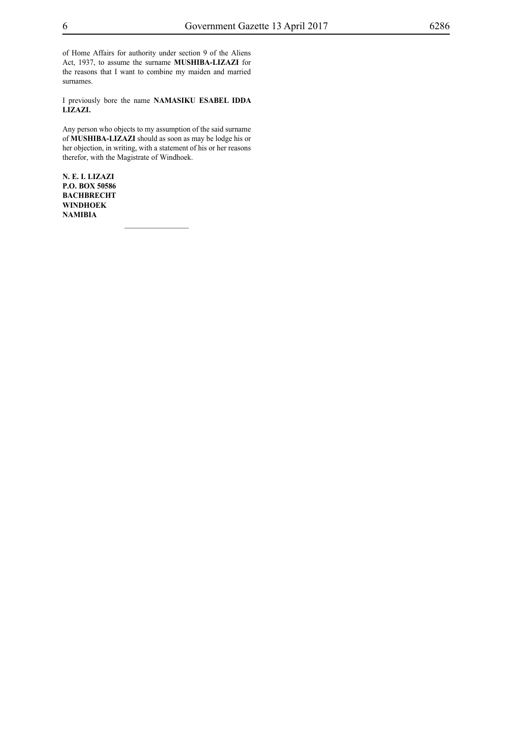of Home Affairs for authority under section 9 of the Aliens Act, 1937, to assume the surname **MUSHIBA-LIZAZI** for the reasons that I want to combine my maiden and married surnames.

I previously bore the name **NAMASIKU ESABEL IDDA LIZAZI.**

Any person who objects to my assumption of the said surname of **MUSHIBA-LIZAZI** should as soon as may be lodge his or her objection, in writing, with a statement of his or her reasons therefor, with the Magistrate of Windhoek.

**N. E. I. LIZAZI**
**P.O. BOX 50586**
**BACHBRECHT**
**WINDHOEK**
**NAMIBIA**

________________